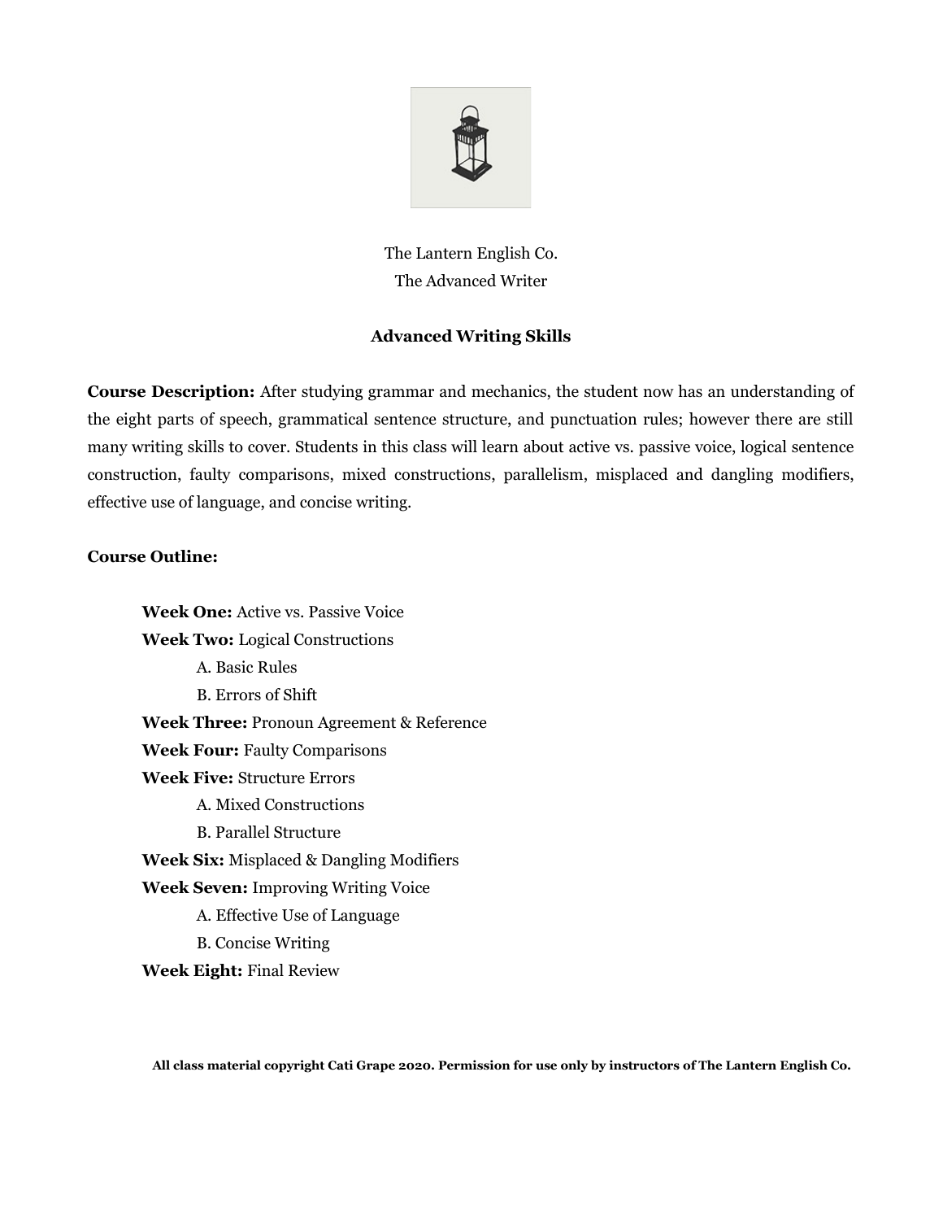The Lantern English Co.
The Advanced Writer

## Advanced Writing Skills

**Course Description:** After studying grammar and mechanics, the student now has an understanding of the eight parts of speech, grammatical sentence structure, and punctuation rules; however there are still many writing skills to cover. Students in this class will learn about active vs. passive voice, logical sentence construction, faulty comparisons, mixed constructions, parallelism, misplaced and dangling modifiers, effective use of language, and concise writing.

**Course Outline:**

- **Week One:** Active vs. Passive Voice
- **Week Two:** Logical Constructions
  - A. Basic Rules
  - B. Errors of Shift
- **Week Three:** Pronoun Agreement & Reference
- **Week Four:** Faulty Comparisons
- **Week Five:** Structure Errors
  - A. Mixed Constructions
  - B. Parallel Structure
- **Week Six:** Misplaced & Dangling Modifiers
- **Week Seven:** Improving Writing Voice
  - A. Effective Use of Language
  - B. Concise Writing
- **Week Eight:** Final Review

**All class material copyright Cati Grape 2020. Permission for use only by instructors of The Lantern English Co.**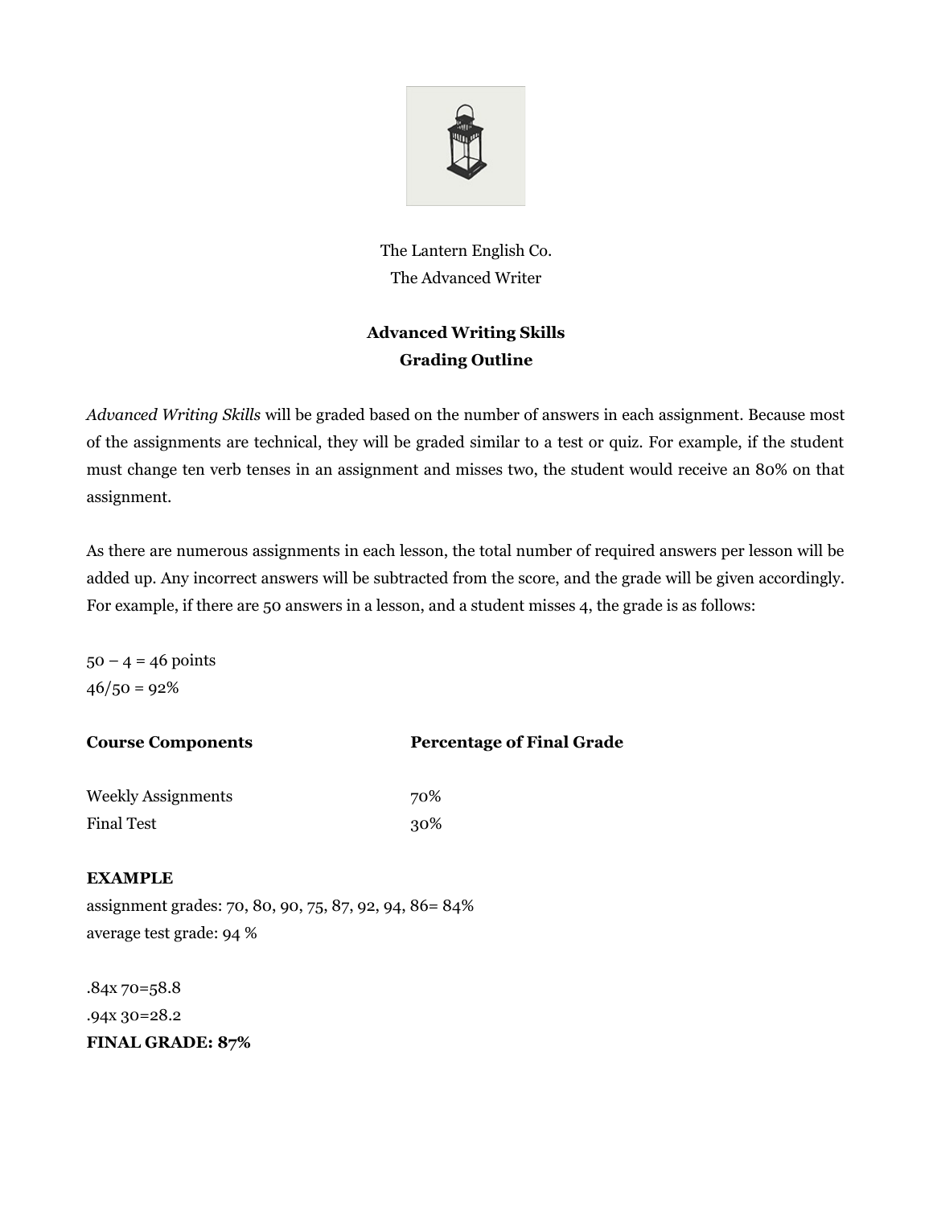The Lantern English Co.
The Advanced Writer

**Advanced Writing Skills**
**Grading Outline**

*Advanced Writing Skills* will be graded based on the number of answers in each assignment. Because most of the assignments are technical, they will be graded similar to a test or quiz. For example, if the student must change ten verb tenses in an assignment and misses two, the student would receive an 80% on that assignment.

As there are numerous assignments in each lesson, the total number of required answers per lesson will be added up. Any incorrect answers will be subtracted from the score, and the grade will be given accordingly. For example, if there are 50 answers in a lesson, and a student misses 4, the grade is as follows:

50 – 4 = 46 points
46/50 = 92%

| **Course Components** | **Percentage of Final Grade** |
|---|---|
| Weekly Assignments | 70% |
| Final Test | 30% |

**EXAMPLE**
assignment grades: 70, 80, 90, 75, 87, 92, 94, 86= 84%
average test grade: 94 %

.84x 70=58.8
.94x 30=28.2
**FINAL GRADE: 87%**